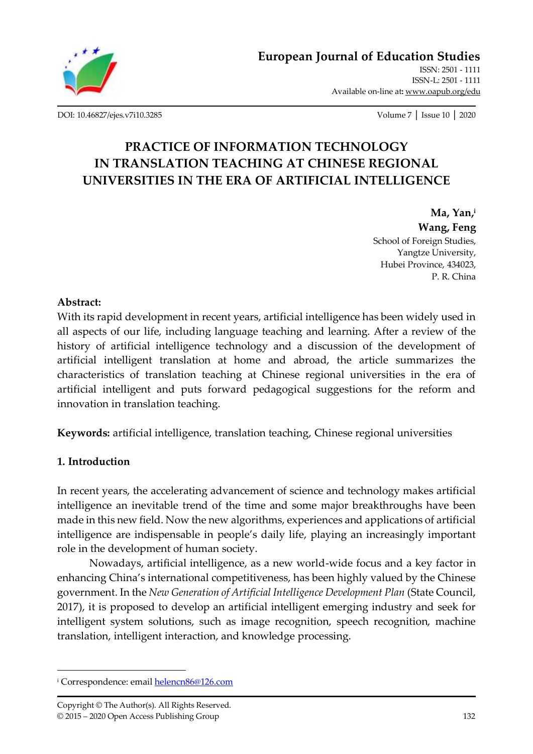# PRACTICE OF INFORMATION TECHNOLOGY IN TRANSLATION TEACHING AT CHINESE REGIONAL UNIVERSITIES IN THE ERA OF ARTIFICIAL INTELLIGENCE

**Ma, Yan,**[i]
**Wang, Feng**
School of Foreign Studies,
Yangtze University,
Hubei Province, 434023,
P. R. China

**Abstract:**
With its rapid development in recent years, artificial intelligence has been widely used in all aspects of our life, including language teaching and learning. After a review of the history of artificial intelligence technology and a discussion of the development of artificial intelligent translation at home and abroad, the article summarizes the characteristics of translation teaching at Chinese regional universities in the era of artificial intelligent and puts forward pedagogical suggestions for the reform and innovation in translation teaching.

**Keywords:** artificial intelligence, translation teaching, Chinese regional universities

## 1. Introduction

In recent years, the accelerating advancement of science and technology makes artificial intelligence an inevitable trend of the time and some major breakthroughs have been made in this new field. Now the new algorithms, experiences and applications of artificial intelligence are indispensable in people's daily life, playing an increasingly important role in the development of human society.

Nowadays, artificial intelligence, as a new world-wide focus and a key factor in enhancing China's international competitiveness, has been highly valued by the Chinese government. In the *New Generation of Artificial Intelligence Development Plan* (State Council, 2017), it is proposed to develop an artificial intelligent emerging industry and seek for intelligent system solutions, such as image recognition, speech recognition, machine translation, intelligent interaction, and knowledge processing.

---

[i] Correspondence: email helencn86@126.com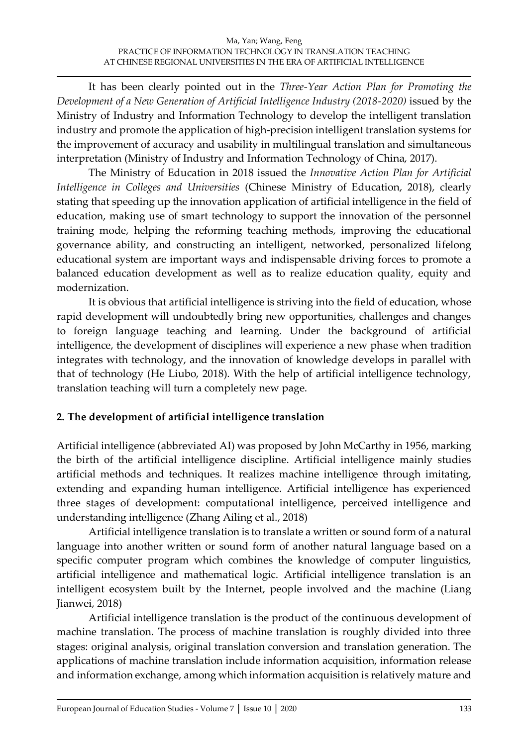It has been clearly pointed out in the *Three-Year Action Plan for Promoting the Development of a New Generation of Artificial Intelligence Industry (2018-2020)* issued by the Ministry of Industry and Information Technology to develop the intelligent translation industry and promote the application of high-precision intelligent translation systems for the improvement of accuracy and usability in multilingual translation and simultaneous interpretation (Ministry of Industry and Information Technology of China, 2017).

The Ministry of Education in 2018 issued the *Innovative Action Plan for Artificial Intelligence in Colleges and Universities* (Chinese Ministry of Education, 2018), clearly stating that speeding up the innovation application of artificial intelligence in the field of education, making use of smart technology to support the innovation of the personnel training mode, helping the reforming teaching methods, improving the educational governance ability, and constructing an intelligent, networked, personalized lifelong educational system are important ways and indispensable driving forces to promote a balanced education development as well as to realize education quality, equity and modernization.

It is obvious that artificial intelligence is striving into the field of education, whose rapid development will undoubtedly bring new opportunities, challenges and changes to foreign language teaching and learning. Under the background of artificial intelligence, the development of disciplines will experience a new phase when tradition integrates with technology, and the innovation of knowledge develops in parallel with that of technology (He Liubo, 2018). With the help of artificial intelligence technology, translation teaching will turn a completely new page.

## 2. The development of artificial intelligence translation

Artificial intelligence (abbreviated AI) was proposed by John McCarthy in 1956, marking the birth of the artificial intelligence discipline. Artificial intelligence mainly studies artificial methods and techniques. It realizes machine intelligence through imitating, extending and expanding human intelligence. Artificial intelligence has experienced three stages of development: computational intelligence, perceived intelligence and understanding intelligence (Zhang Ailing et al., 2018)

Artificial intelligence translation is to translate a written or sound form of a natural language into another written or sound form of another natural language based on a specific computer program which combines the knowledge of computer linguistics, artificial intelligence and mathematical logic. Artificial intelligence translation is an intelligent ecosystem built by the Internet, people involved and the machine (Liang Jianwei, 2018)

Artificial intelligence translation is the product of the continuous development of machine translation. The process of machine translation is roughly divided into three stages: original analysis, original translation conversion and translation generation. The applications of machine translation include information acquisition, information release and information exchange, among which information acquisition is relatively mature and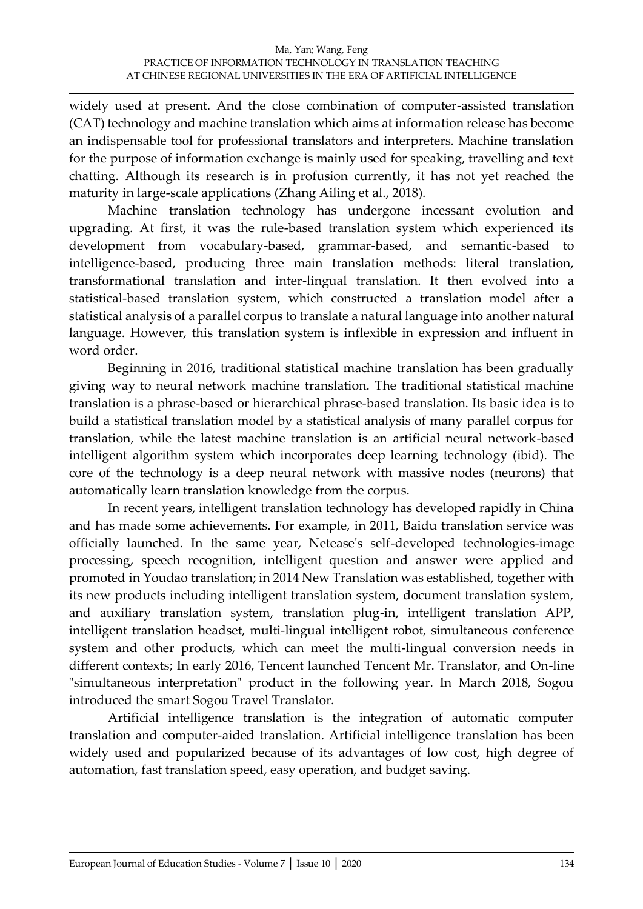widely used at present. And the close combination of computer-assisted translation (CAT) technology and machine translation which aims at information release has become an indispensable tool for professional translators and interpreters. Machine translation for the purpose of information exchange is mainly used for speaking, travelling and text chatting. Although its research is in profusion currently, it has not yet reached the maturity in large-scale applications (Zhang Ailing et al., 2018).

Machine translation technology has undergone incessant evolution and upgrading. At first, it was the rule-based translation system which experienced its development from vocabulary-based, grammar-based, and semantic-based to intelligence-based, producing three main translation methods: literal translation, transformational translation and inter-lingual translation. It then evolved into a statistical-based translation system, which constructed a translation model after a statistical analysis of a parallel corpus to translate a natural language into another natural language. However, this translation system is inflexible in expression and influent in word order.

Beginning in 2016, traditional statistical machine translation has been gradually giving way to neural network machine translation. The traditional statistical machine translation is a phrase-based or hierarchical phrase-based translation. Its basic idea is to build a statistical translation model by a statistical analysis of many parallel corpus for translation, while the latest machine translation is an artificial neural network-based intelligent algorithm system which incorporates deep learning technology (ibid). The core of the technology is a deep neural network with massive nodes (neurons) that automatically learn translation knowledge from the corpus.

In recent years, intelligent translation technology has developed rapidly in China and has made some achievements. For example, in 2011, Baidu translation service was officially launched. In the same year, Netease's self-developed technologies-image processing, speech recognition, intelligent question and answer were applied and promoted in Youdao translation; in 2014 New Translation was established, together with its new products including intelligent translation system, document translation system, and auxiliary translation system, translation plug-in, intelligent translation APP, intelligent translation headset, multi-lingual intelligent robot, simultaneous conference system and other products, which can meet the multi-lingual conversion needs in different contexts; In early 2016, Tencent launched Tencent Mr. Translator, and On-line "simultaneous interpretation" product in the following year. In March 2018, Sogou introduced the smart Sogou Travel Translator.

Artificial intelligence translation is the integration of automatic computer translation and computer-aided translation. Artificial intelligence translation has been widely used and popularized because of its advantages of low cost, high degree of automation, fast translation speed, easy operation, and budget saving.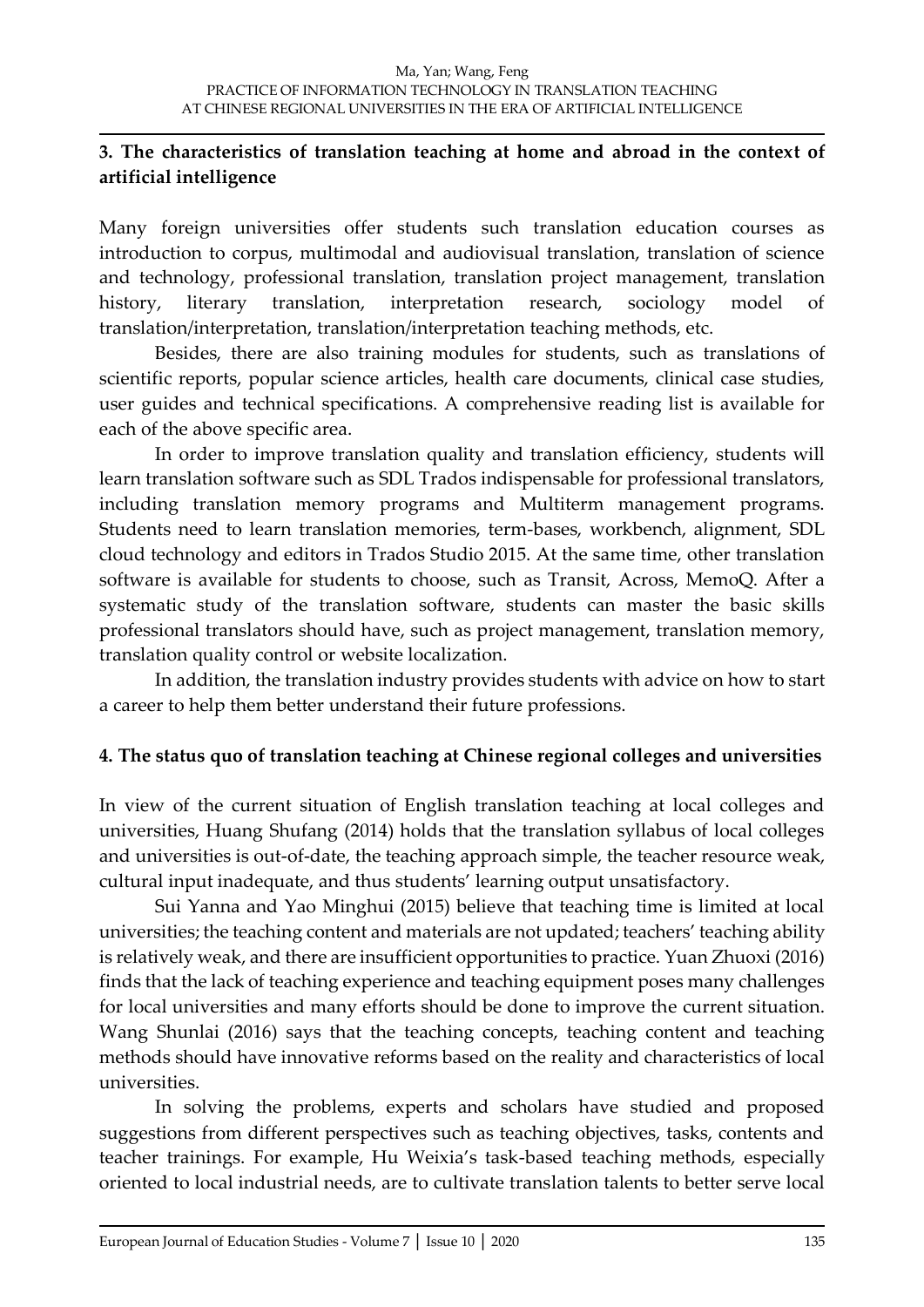## 3. The characteristics of translation teaching at home and abroad in the context of artificial intelligence

Many foreign universities offer students such translation education courses as introduction to corpus, multimodal and audiovisual translation, translation of science and technology, professional translation, translation project management, translation history, literary translation, interpretation research, sociology model of translation/interpretation, translation/interpretation teaching methods, etc.

Besides, there are also training modules for students, such as translations of scientific reports, popular science articles, health care documents, clinical case studies, user guides and technical specifications. A comprehensive reading list is available for each of the above specific area.

In order to improve translation quality and translation efficiency, students will learn translation software such as SDL Trados indispensable for professional translators, including translation memory programs and Multiterm management programs. Students need to learn translation memories, term-bases, workbench, alignment, SDL cloud technology and editors in Trados Studio 2015. At the same time, other translation software is available for students to choose, such as Transit, Across, MemoQ. After a systematic study of the translation software, students can master the basic skills professional translators should have, such as project management, translation memory, translation quality control or website localization.

In addition, the translation industry provides students with advice on how to start a career to help them better understand their future professions.

## 4. The status quo of translation teaching at Chinese regional colleges and universities

In view of the current situation of English translation teaching at local colleges and universities, Huang Shufang (2014) holds that the translation syllabus of local colleges and universities is out-of-date, the teaching approach simple, the teacher resource weak, cultural input inadequate, and thus students' learning output unsatisfactory.

Sui Yanna and Yao Minghui (2015) believe that teaching time is limited at local universities; the teaching content and materials are not updated; teachers' teaching ability is relatively weak, and there are insufficient opportunities to practice. Yuan Zhuoxi (2016) finds that the lack of teaching experience and teaching equipment poses many challenges for local universities and many efforts should be done to improve the current situation. Wang Shunlai (2016) says that the teaching concepts, teaching content and teaching methods should have innovative reforms based on the reality and characteristics of local universities.

In solving the problems, experts and scholars have studied and proposed suggestions from different perspectives such as teaching objectives, tasks, contents and teacher trainings. For example, Hu Weixia's task-based teaching methods, especially oriented to local industrial needs, are to cultivate translation talents to better serve local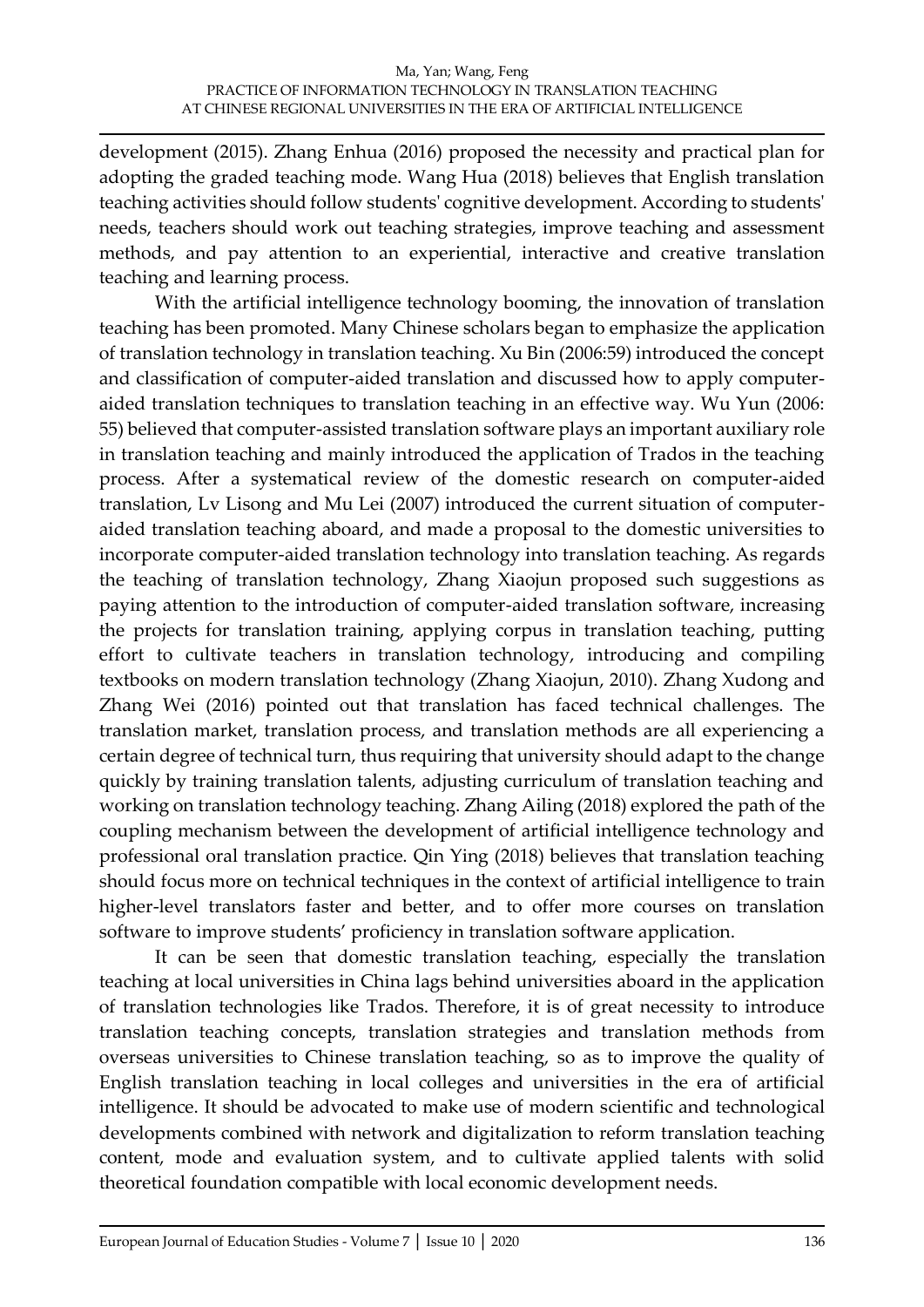development (2015). Zhang Enhua (2016) proposed the necessity and practical plan for adopting the graded teaching mode. Wang Hua (2018) believes that English translation teaching activities should follow students' cognitive development. According to students' needs, teachers should work out teaching strategies, improve teaching and assessment methods, and pay attention to an experiential, interactive and creative translation teaching and learning process.

With the artificial intelligence technology booming, the innovation of translation teaching has been promoted. Many Chinese scholars began to emphasize the application of translation technology in translation teaching. Xu Bin (2006:59) introduced the concept and classification of computer-aided translation and discussed how to apply computer-aided translation techniques to translation teaching in an effective way. Wu Yun (2006: 55) believed that computer-assisted translation software plays an important auxiliary role in translation teaching and mainly introduced the application of Trados in the teaching process. After a systematical review of the domestic research on computer-aided translation, Lv Lisong and Mu Lei (2007) introduced the current situation of computer-aided translation teaching aboard, and made a proposal to the domestic universities to incorporate computer-aided translation technology into translation teaching. As regards the teaching of translation technology, Zhang Xiaojun proposed such suggestions as paying attention to the introduction of computer-aided translation software, increasing the projects for translation training, applying corpus in translation teaching, putting effort to cultivate teachers in translation technology, introducing and compiling textbooks on modern translation technology (Zhang Xiaojun, 2010). Zhang Xudong and Zhang Wei (2016) pointed out that translation has faced technical challenges. The translation market, translation process, and translation methods are all experiencing a certain degree of technical turn, thus requiring that university should adapt to the change quickly by training translation talents, adjusting curriculum of translation teaching and working on translation technology teaching. Zhang Ailing (2018) explored the path of the coupling mechanism between the development of artificial intelligence technology and professional oral translation practice. Qin Ying (2018) believes that translation teaching should focus more on technical techniques in the context of artificial intelligence to train higher-level translators faster and better, and to offer more courses on translation software to improve students' proficiency in translation software application.

It can be seen that domestic translation teaching, especially the translation teaching at local universities in China lags behind universities aboard in the application of translation technologies like Trados. Therefore, it is of great necessity to introduce translation teaching concepts, translation strategies and translation methods from overseas universities to Chinese translation teaching, so as to improve the quality of English translation teaching in local colleges and universities in the era of artificial intelligence. It should be advocated to make use of modern scientific and technological developments combined with network and digitalization to reform translation teaching content, mode and evaluation system, and to cultivate applied talents with solid theoretical foundation compatible with local economic development needs.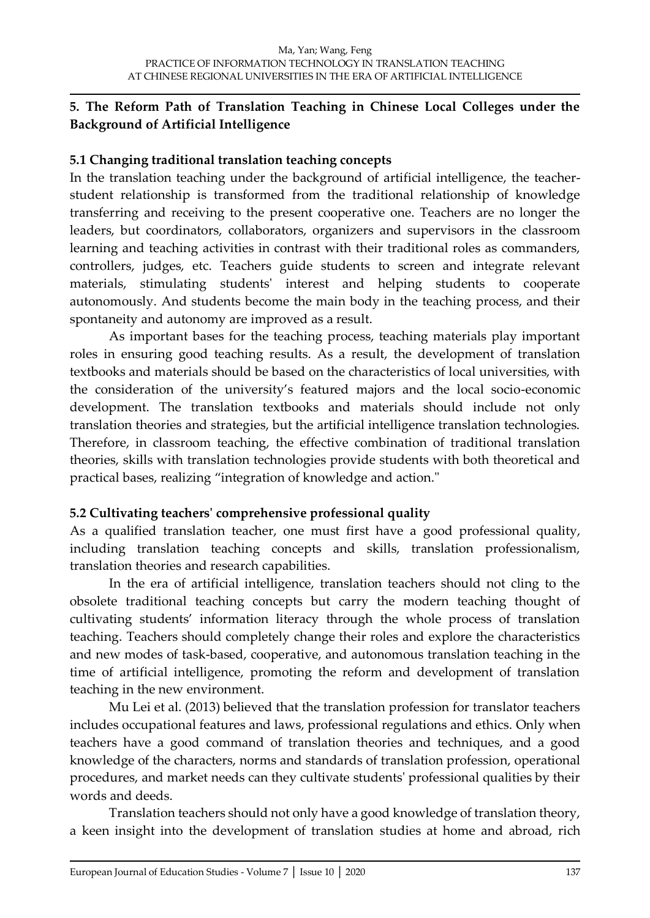## 5. The Reform Path of Translation Teaching in Chinese Local Colleges under the Background of Artificial Intelligence

### 5.1 Changing traditional translation teaching concepts

In the translation teaching under the background of artificial intelligence, the teacher-student relationship is transformed from the traditional relationship of knowledge transferring and receiving to the present cooperative one. Teachers are no longer the leaders, but coordinators, collaborators, organizers and supervisors in the classroom learning and teaching activities in contrast with their traditional roles as commanders, controllers, judges, etc. Teachers guide students to screen and integrate relevant materials, stimulating students' interest and helping students to cooperate autonomously. And students become the main body in the teaching process, and their spontaneity and autonomy are improved as a result.

As important bases for the teaching process, teaching materials play important roles in ensuring good teaching results. As a result, the development of translation textbooks and materials should be based on the characteristics of local universities, with the consideration of the university's featured majors and the local socio-economic development. The translation textbooks and materials should include not only translation theories and strategies, but the artificial intelligence translation technologies. Therefore, in classroom teaching, the effective combination of traditional translation theories, skills with translation technologies provide students with both theoretical and practical bases, realizing "integration of knowledge and action."

### 5.2 Cultivating teachers' comprehensive professional quality

As a qualified translation teacher, one must first have a good professional quality, including translation teaching concepts and skills, translation professionalism, translation theories and research capabilities.

In the era of artificial intelligence, translation teachers should not cling to the obsolete traditional teaching concepts but carry the modern teaching thought of cultivating students' information literacy through the whole process of translation teaching. Teachers should completely change their roles and explore the characteristics and new modes of task-based, cooperative, and autonomous translation teaching in the time of artificial intelligence, promoting the reform and development of translation teaching in the new environment.

Mu Lei et al. (2013) believed that the translation profession for translator teachers includes occupational features and laws, professional regulations and ethics. Only when teachers have a good command of translation theories and techniques, and a good knowledge of the characters, norms and standards of translation profession, operational procedures, and market needs can they cultivate students' professional qualities by their words and deeds.

Translation teachers should not only have a good knowledge of translation theory, a keen insight into the development of translation studies at home and abroad, rich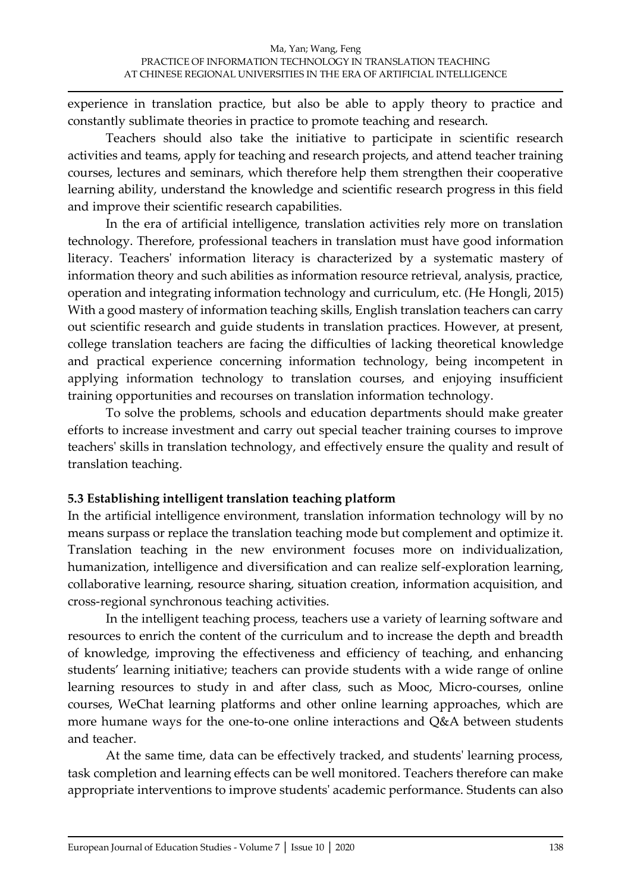experience in translation practice, but also be able to apply theory to practice and constantly sublimate theories in practice to promote teaching and research.

Teachers should also take the initiative to participate in scientific research activities and teams, apply for teaching and research projects, and attend teacher training courses, lectures and seminars, which therefore help them strengthen their cooperative learning ability, understand the knowledge and scientific research progress in this field and improve their scientific research capabilities.

In the era of artificial intelligence, translation activities rely more on translation technology. Therefore, professional teachers in translation must have good information literacy. Teachers' information literacy is characterized by a systematic mastery of information theory and such abilities as information resource retrieval, analysis, practice, operation and integrating information technology and curriculum, etc. (He Hongli, 2015) With a good mastery of information teaching skills, English translation teachers can carry out scientific research and guide students in translation practices. However, at present, college translation teachers are facing the difficulties of lacking theoretical knowledge and practical experience concerning information technology, being incompetent in applying information technology to translation courses, and enjoying insufficient training opportunities and recourses on translation information technology.

To solve the problems, schools and education departments should make greater efforts to increase investment and carry out special teacher training courses to improve teachers' skills in translation technology, and effectively ensure the quality and result of translation teaching.

### 5.3 Establishing intelligent translation teaching platform

In the artificial intelligence environment, translation information technology will by no means surpass or replace the translation teaching mode but complement and optimize it. Translation teaching in the new environment focuses more on individualization, humanization, intelligence and diversification and can realize self-exploration learning, collaborative learning, resource sharing, situation creation, information acquisition, and cross-regional synchronous teaching activities.

In the intelligent teaching process, teachers use a variety of learning software and resources to enrich the content of the curriculum and to increase the depth and breadth of knowledge, improving the effectiveness and efficiency of teaching, and enhancing students' learning initiative; teachers can provide students with a wide range of online learning resources to study in and after class, such as Mooc, Micro-courses, online courses, WeChat learning platforms and other online learning approaches, which are more humane ways for the one-to-one online interactions and Q&A between students and teacher.

At the same time, data can be effectively tracked, and students' learning process, task completion and learning effects can be well monitored. Teachers therefore can make appropriate interventions to improve students' academic performance. Students can also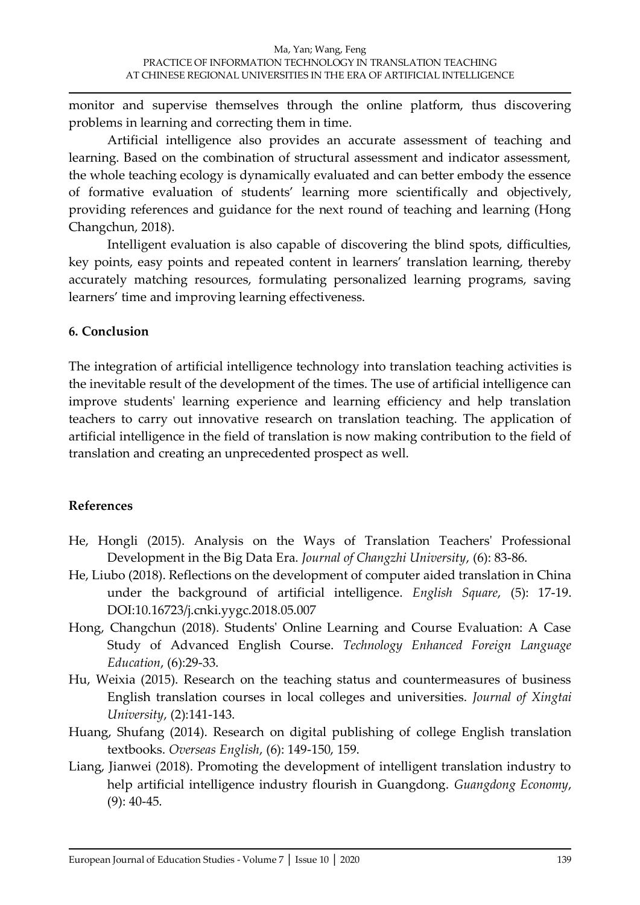monitor and supervise themselves through the online platform, thus discovering problems in learning and correcting them in time.

Artificial intelligence also provides an accurate assessment of teaching and learning. Based on the combination of structural assessment and indicator assessment, the whole teaching ecology is dynamically evaluated and can better embody the essence of formative evaluation of students' learning more scientifically and objectively, providing references and guidance for the next round of teaching and learning (Hong Changchun, 2018).

Intelligent evaluation is also capable of discovering the blind spots, difficulties, key points, easy points and repeated content in learners' translation learning, thereby accurately matching resources, formulating personalized learning programs, saving learners' time and improving learning effectiveness.

## 6. Conclusion

The integration of artificial intelligence technology into translation teaching activities is the inevitable result of the development of the times. The use of artificial intelligence can improve students' learning experience and learning efficiency and help translation teachers to carry out innovative research on translation teaching. The application of artificial intelligence in the field of translation is now making contribution to the field of translation and creating an unprecedented prospect as well.

## References

He, Hongli (2015). Analysis on the Ways of Translation Teachers' Professional Development in the Big Data Era. *Journal of Changzhi University*, (6): 83-86.

He, Liubo (2018). Reflections on the development of computer aided translation in China under the background of artificial intelligence. *English Square*, (5): 17-19. DOI:10.16723/j.cnki.yygc.2018.05.007

Hong, Changchun (2018). Students' Online Learning and Course Evaluation: A Case Study of Advanced English Course. *Technology Enhanced Foreign Language Education*, (6):29-33.

Hu, Weixia (2015). Research on the teaching status and countermeasures of business English translation courses in local colleges and universities. *Journal of Xingtai University*, (2):141-143.

Huang, Shufang (2014). Research on digital publishing of college English translation textbooks. *Overseas English*, (6): 149-150, 159.

Liang, Jianwei (2018). Promoting the development of intelligent translation industry to help artificial intelligence industry flourish in Guangdong. *Guangdong Economy*, (9): 40-45.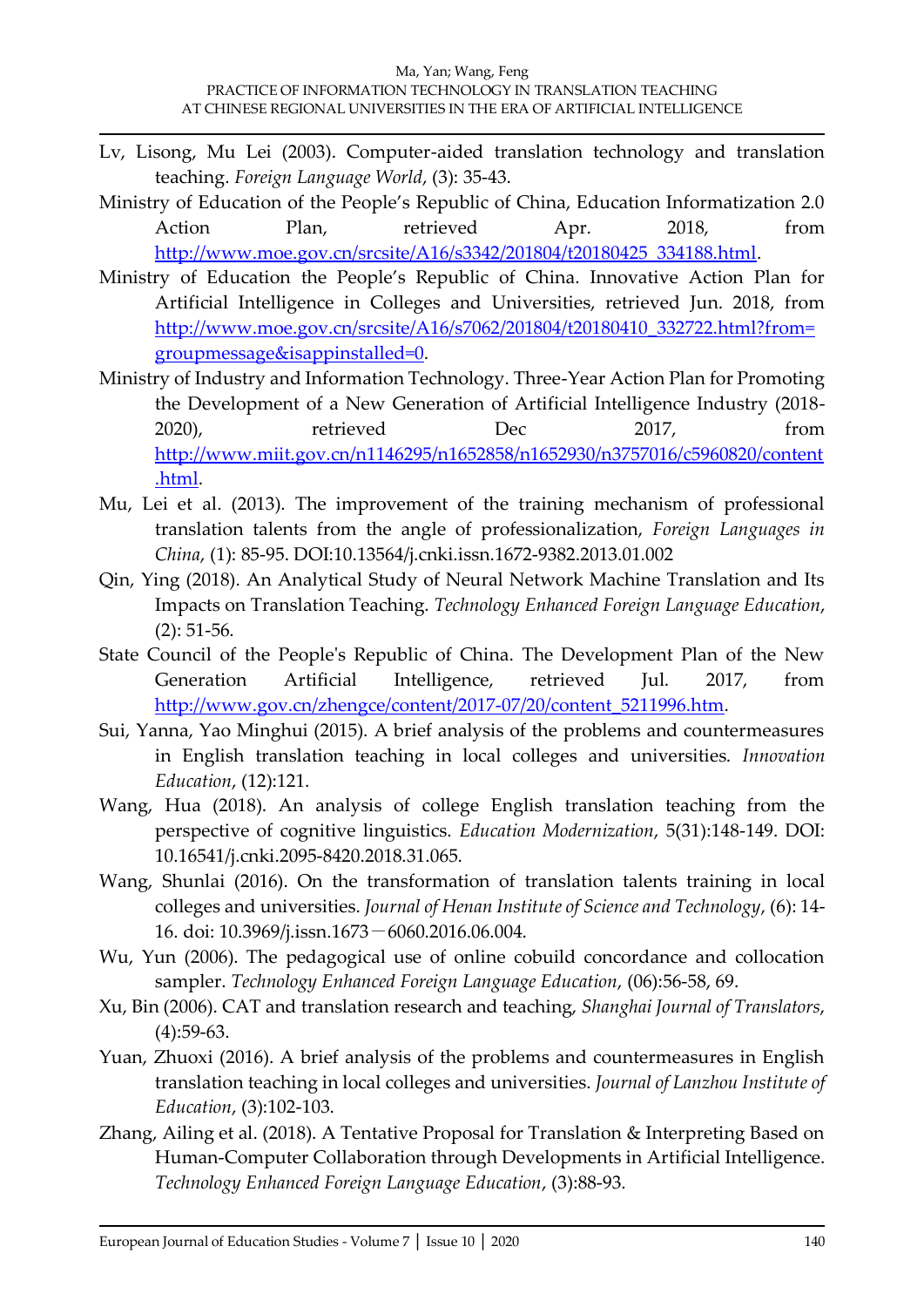Lv, Lisong, Mu Lei (2003). Computer-aided translation technology and translation teaching. *Foreign Language World*, (3): 35-43.

Ministry of Education of the People's Republic of China, Education Informatization 2.0 Action Plan, retrieved Apr. 2018, from http://www.moe.gov.cn/srcsite/A16/s3342/201804/t20180425_334188.html.

Ministry of Education the People's Republic of China. Innovative Action Plan for Artificial Intelligence in Colleges and Universities, retrieved Jun. 2018, from http://www.moe.gov.cn/srcsite/A16/s7062/201804/t20180410_332722.html?from=groupmessage&isappinstalled=0.

Ministry of Industry and Information Technology. Three-Year Action Plan for Promoting the Development of a New Generation of Artificial Intelligence Industry (2018-2020), retrieved Dec 2017, from http://www.miit.gov.cn/n1146295/n1652858/n1652930/n3757016/c5960820/content.html.

Mu, Lei et al. (2013). The improvement of the training mechanism of professional translation talents from the angle of professionalization, *Foreign Languages in China*, (1): 85-95. DOI:10.13564/j.cnki.issn.1672-9382.2013.01.002

Qin, Ying (2018). An Analytical Study of Neural Network Machine Translation and Its Impacts on Translation Teaching. *Technology Enhanced Foreign Language Education*, (2): 51-56.

State Council of the People's Republic of China. The Development Plan of the New Generation Artificial Intelligence, retrieved Jul. 2017, from http://www.gov.cn/zhengce/content/2017-07/20/content_5211996.htm.

Sui, Yanna, Yao Minghui (2015). A brief analysis of the problems and countermeasures in English translation teaching in local colleges and universities. *Innovation Education*, (12):121.

Wang, Hua (2018). An analysis of college English translation teaching from the perspective of cognitive linguistics. *Education Modernization*, 5(31):148-149. DOI: 10.16541/j.cnki.2095-8420.2018.31.065.

Wang, Shunlai (2016). On the transformation of translation talents training in local colleges and universities. *Journal of Henan Institute of Science and Technology*, (6): 14-16. doi: 10.3969/j.issn.1673－6060.2016.06.004.

Wu, Yun (2006). The pedagogical use of online cobuild concordance and collocation sampler. *Technology Enhanced Foreign Language Education*, (06):56-58, 69.

Xu, Bin (2006). CAT and translation research and teaching, *Shanghai Journal of Translators*, (4):59-63.

Yuan, Zhuoxi (2016). A brief analysis of the problems and countermeasures in English translation teaching in local colleges and universities. *Journal of Lanzhou Institute of Education*, (3):102-103.

Zhang, Ailing et al. (2018). A Tentative Proposal for Translation & Interpreting Based on Human-Computer Collaboration through Developments in Artificial Intelligence. *Technology Enhanced Foreign Language Education*, (3):88-93.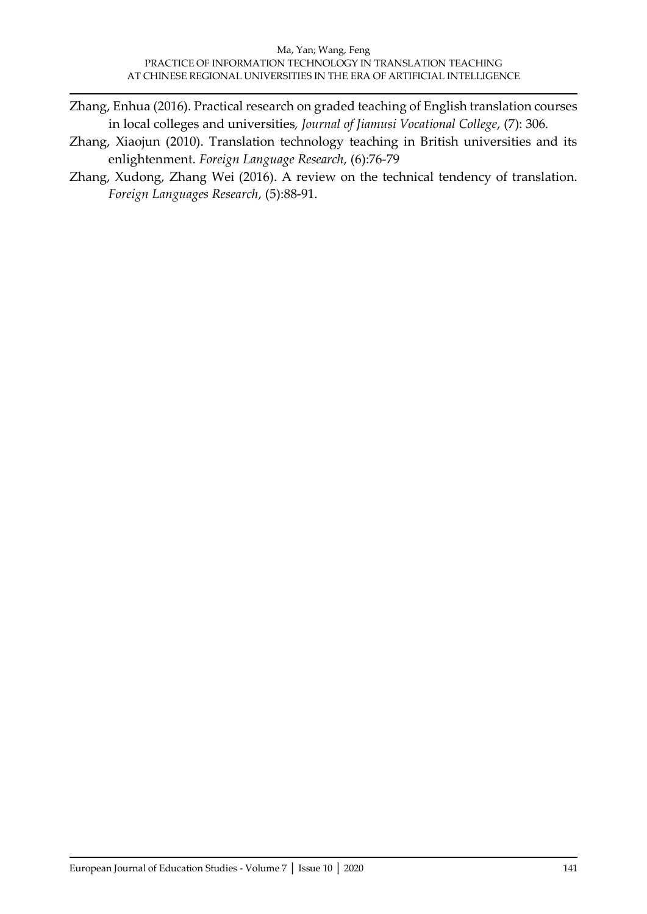Zhang, Enhua (2016). Practical research on graded teaching of English translation courses in local colleges and universities, *Journal of Jiamusi Vocational College*, (7): 306.

Zhang, Xiaojun (2010). Translation technology teaching in British universities and its enlightenment. *Foreign Language Research*, (6):76-79

Zhang, Xudong, Zhang Wei (2016). A review on the technical tendency of translation. *Foreign Languages Research*, (5):88-91.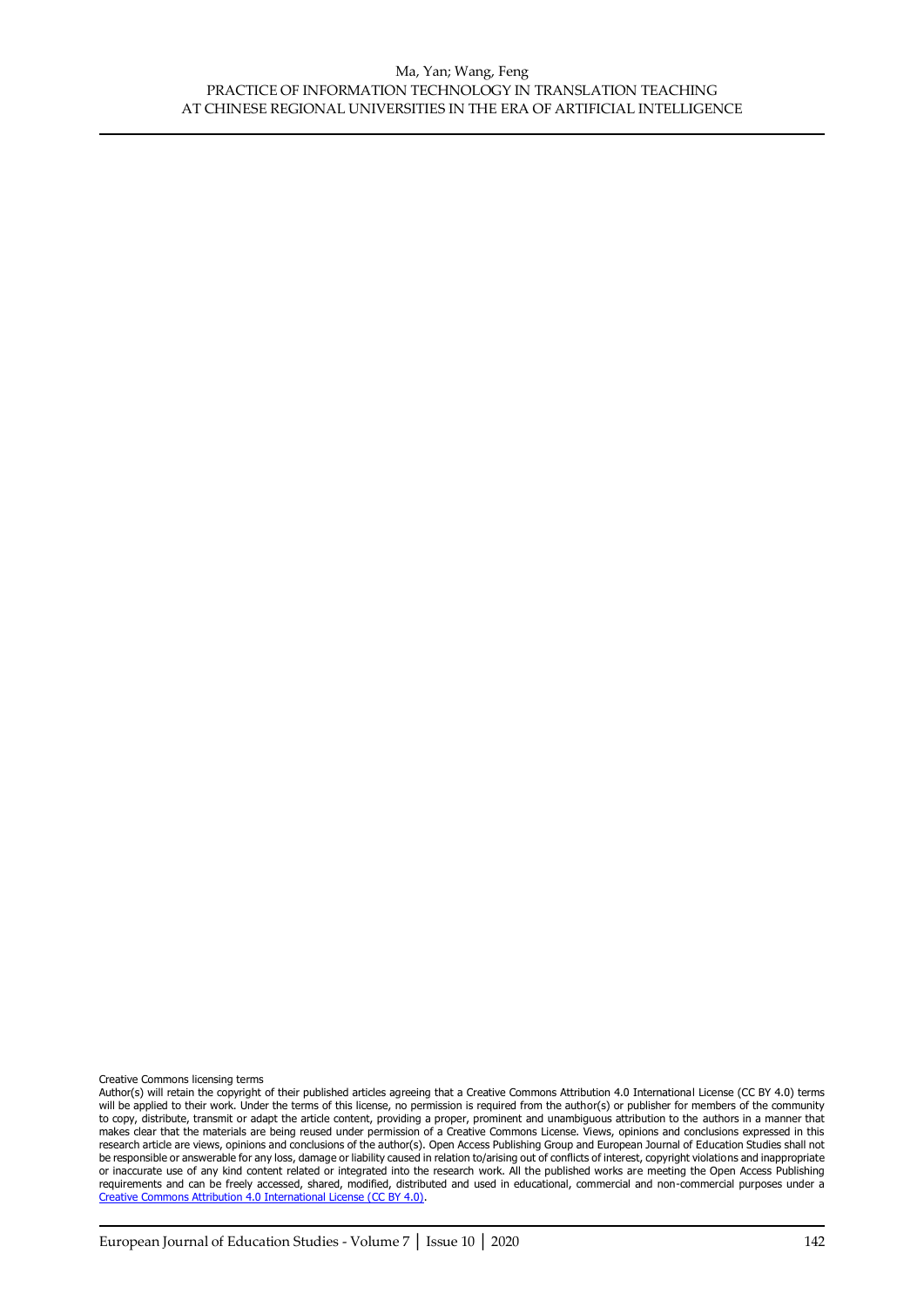Creative Commons licensing terms

Author(s) will retain the copyright of their published articles agreeing that a Creative Commons Attribution 4.0 International License (CC BY 4.0) terms will be applied to their work. Under the terms of this license, no permission is required from the author(s) or publisher for members of the community to copy, distribute, transmit or adapt the article content, providing a proper, prominent and unambiguous attribution to the authors in a manner that makes clear that the materials are being reused under permission of a Creative Commons License. Views, opinions and conclusions expressed in this research article are views, opinions and conclusions of the author(s). Open Access Publishing Group and European Journal of Education Studies shall not be responsible or answerable for any loss, damage or liability caused in relation to/arising out of conflicts of interest, copyright violations and inappropriate or inaccurate use of any kind content related or integrated into the research work. All the published works are meeting the Open Access Publishing requirements and can be freely accessed, shared, modified, distributed and used in educational, commercial and non-commercial purposes under a Creative Commons Attribution 4.0 International License (CC BY 4.0).